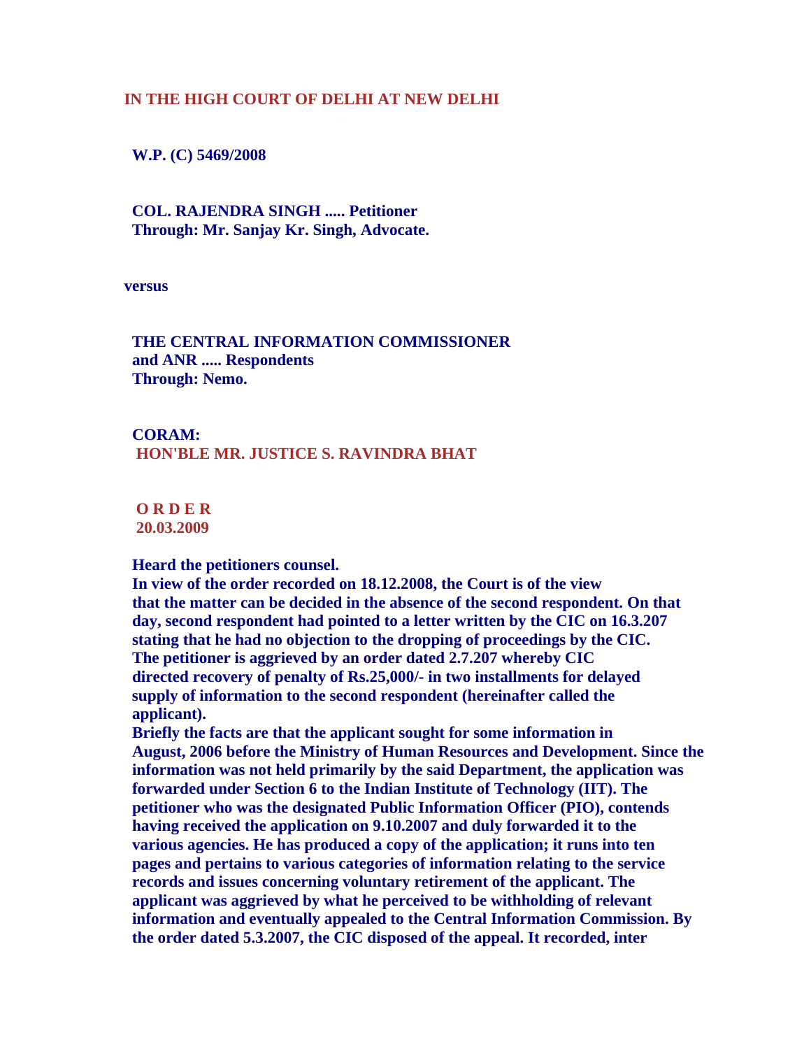**IN THE HIGH COURT OF DELHI AT NEW DELHI**

**W.P. (C) 5469/2008**

**COL. RAJENDRA SINGH ..... Petitioner**
**Through: Mr. Sanjay Kr. Singh, Advocate.**

**versus**

**THE CENTRAL INFORMATION COMMISSIONER**
**and ANR ..... Respondents**
**Through: Nemo.**

**CORAM:**
**HON'BLE MR. JUSTICE S. RAVINDRA BHAT**

**O R D E R**
**20.03.2009**

**Heard the petitioners counsel.**

**In view of the order recorded on 18.12.2008, the Court is of the view that the matter can be decided in the absence of the second respondent. On that day, second respondent had pointed to a letter written by the CIC on 16.3.207 stating that he had no objection to the dropping of proceedings by the CIC.**

**The petitioner is aggrieved by an order dated 2.7.207 whereby CIC directed recovery of penalty of Rs.25,000/- in two installments for delayed supply of information to the second respondent (hereinafter called the applicant).**

**Briefly the facts are that the applicant sought for some information in August, 2006 before the Ministry of Human Resources and Development. Since the information was not held primarily by the said Department, the application was forwarded under Section 6 to the Indian Institute of Technology (IIT). The petitioner who was the designated Public Information Officer (PIO), contends having received the application on 9.10.2007 and duly forwarded it to the various agencies. He has produced a copy of the application; it runs into ten pages and pertains to various categories of information relating to the service records and issues concerning voluntary retirement of the applicant. The applicant was aggrieved by what he perceived to be withholding of relevant information and eventually appealed to the Central Information Commission. By the order dated 5.3.2007, the CIC disposed of the appeal. It recorded, inter**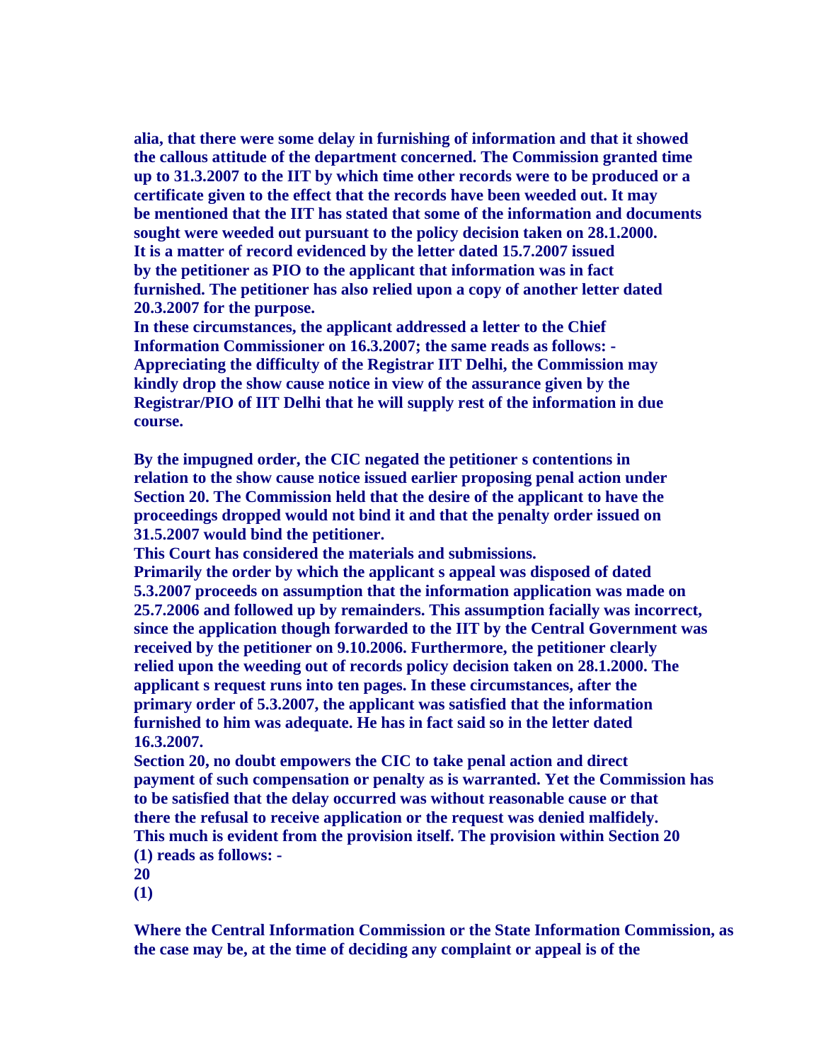**alia, that there were some delay in furnishing of information and that it showed the callous attitude of the department concerned. The Commission granted time up to 31.3.2007 to the IIT by which time other records were to be produced or a certificate given to the effect that the records have been weeded out. It may be mentioned that the IIT has stated that some of the information and documents sought were weeded out pursuant to the policy decision taken on 28.1.2000.**

**It is a matter of record evidenced by the letter dated 15.7.2007 issued by the petitioner as PIO to the applicant that information was in fact furnished. The petitioner has also relied upon a copy of another letter dated 20.3.2007 for the purpose.**

**In these circumstances, the applicant addressed a letter to the Chief Information Commissioner on 16.3.2007; the same reads as follows: -**

**Appreciating the difficulty of the Registrar IIT Delhi, the Commission may kindly drop the show cause notice in view of the assurance given by the Registrar/PIO of IIT Delhi that he will supply rest of the information in due course.**

**By the impugned order, the CIC negated the petitioner s contentions in relation to the show cause notice issued earlier proposing penal action under Section 20. The Commission held that the desire of the applicant to have the proceedings dropped would not bind it and that the penalty order issued on 31.5.2007 would bind the petitioner.**

**This Court has considered the materials and submissions.**

**Primarily the order by which the applicant s appeal was disposed of dated 5.3.2007 proceeds on assumption that the information application was made on 25.7.2006 and followed up by remainders. This assumption facially was incorrect, since the application though forwarded to the IIT by the Central Government was received by the petitioner on 9.10.2006. Furthermore, the petitioner clearly relied upon the weeding out of records policy decision taken on 28.1.2000. The applicant s request runs into ten pages. In these circumstances, after the primary order of 5.3.2007, the applicant was satisfied that the information furnished to him was adequate. He has in fact said so in the letter dated 16.3.2007.**

**Section 20, no doubt empowers the CIC to take penal action and direct payment of such compensation or penalty as is warranted. Yet the Commission has to be satisfied that the delay occurred was without reasonable cause or that there the refusal to receive application or the request was denied malfidely. This much is evident from the provision itself. The provision within Section 20 (1) reads as follows: -**

**20**

**(1)**

**Where the Central Information Commission or the State Information Commission, as the case may be, at the time of deciding any complaint or appeal is of the**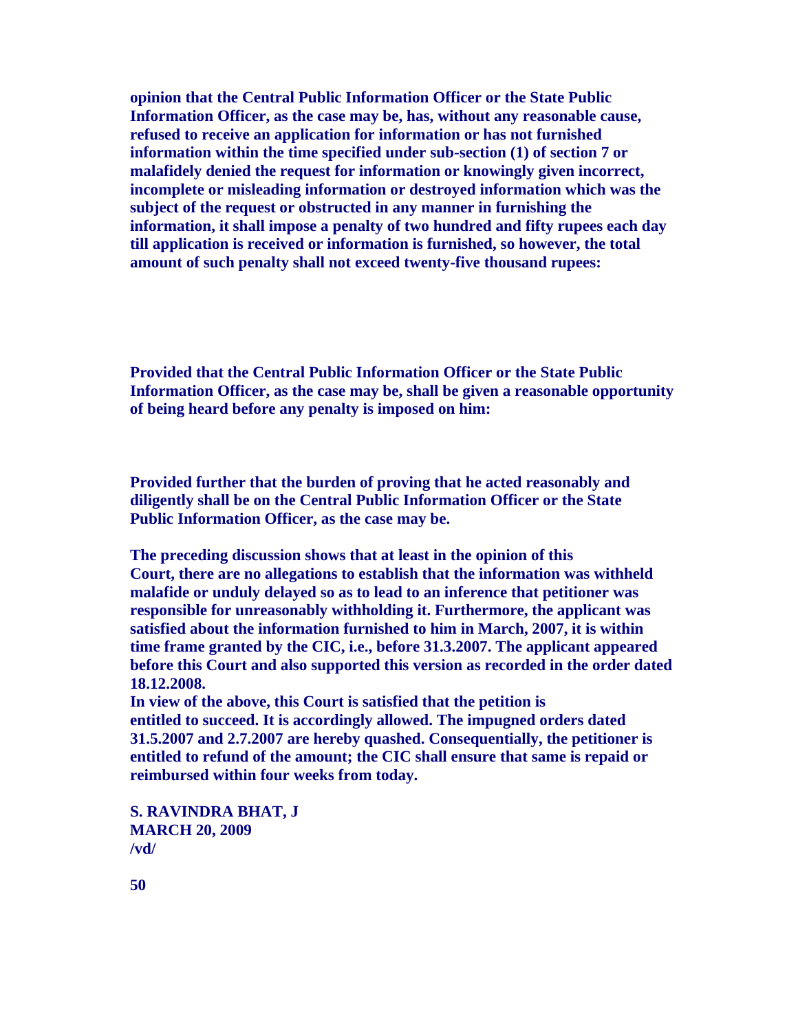**opinion that the Central Public Information Officer or the State Public Information Officer, as the case may be, has, without any reasonable cause, refused to receive an application for information or has not furnished information within the time specified under sub-section (1) of section 7 or malafidely denied the request for information or knowingly given incorrect, incomplete or misleading information or destroyed information which was the subject of the request or obstructed in any manner in furnishing the information, it shall impose a penalty of two hundred and fifty rupees each day till application is received or information is furnished, so however, the total amount of such penalty shall not exceed twenty-five thousand rupees:**

**Provided that the Central Public Information Officer or the State Public Information Officer, as the case may be, shall be given a reasonable opportunity of being heard before any penalty is imposed on him:**

**Provided further that the burden of proving that he acted reasonably and diligently shall be on the Central Public Information Officer or the State Public Information Officer, as the case may be.**

**The preceding discussion shows that at least in the opinion of this Court, there are no allegations to establish that the information was withheld malafide or unduly delayed so as to lead to an inference that petitioner was responsible for unreasonably withholding it. Furthermore, the applicant was satisfied about the information furnished to him in March, 2007, it is within time frame granted by the CIC, i.e., before 31.3.2007. The applicant appeared before this Court and also supported this version as recorded in the order dated 18.12.2008.**

**In view of the above, this Court is satisfied that the petition is entitled to succeed. It is accordingly allowed. The impugned orders dated 31.5.2007 and 2.7.2007 are hereby quashed. Consequentially, the petitioner is entitled to refund of the amount; the CIC shall ensure that same is repaid or reimbursed within four weeks from today.**

**S. RAVINDRA BHAT, J**
**MARCH 20, 2009**
**/vd/**